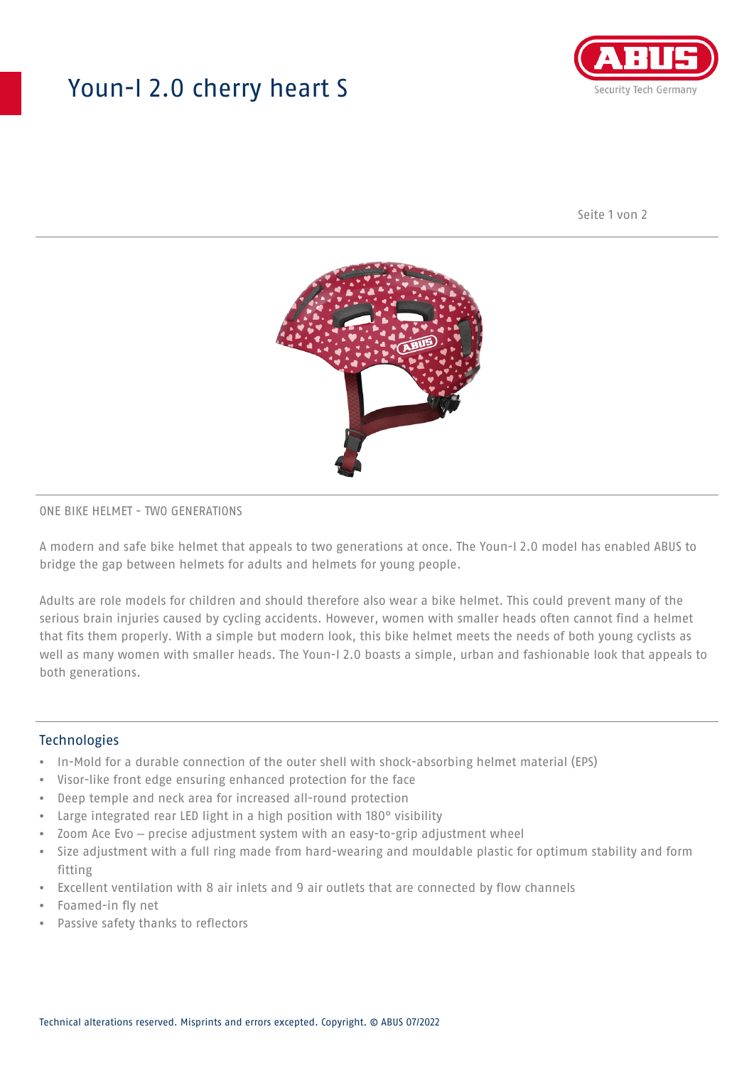# Youn-I 2.0 cherry heart S

ONE BIKE HELMET - TWO GENERATIONS

A modern and safe bike helmet that appeals to two generations at once. The Youn-I 2.0 model has enabled ABUS to bridge the gap between helmets for adults and helmets for young people.

Adults are role models for children and should therefore also wear a bike helmet. This could prevent many of the serious brain injuries caused by cycling accidents. However, women with smaller heads often cannot find a helmet that fits them properly. With a simple but modern look, this bike helmet meets the needs of both young cyclists as well as many women with smaller heads. The Youn-I 2.0 boasts a simple, urban and fashionable look that appeals to both generations.

## Technologies

- In-Mold for a durable connection of the outer shell with shock-absorbing helmet material (EPS)
- Visor-like front edge ensuring enhanced protection for the face
- Deep temple and neck area for increased all-round protection
- Large integrated rear LED light in a high position with 180° visibility
- Zoom Ace Evo – precise adjustment system with an easy-to-grip adjustment wheel
- Size adjustment with a full ring made from hard-wearing and mouldable plastic for optimum stability and form fitting
- Excellent ventilation with 8 air inlets and 9 air outlets that are connected by flow channels
- Foamed-in fly net
- Passive safety thanks to reflectors

Technical alterations reserved. Misprints and errors excepted. Copyright. © ABUS 07/2022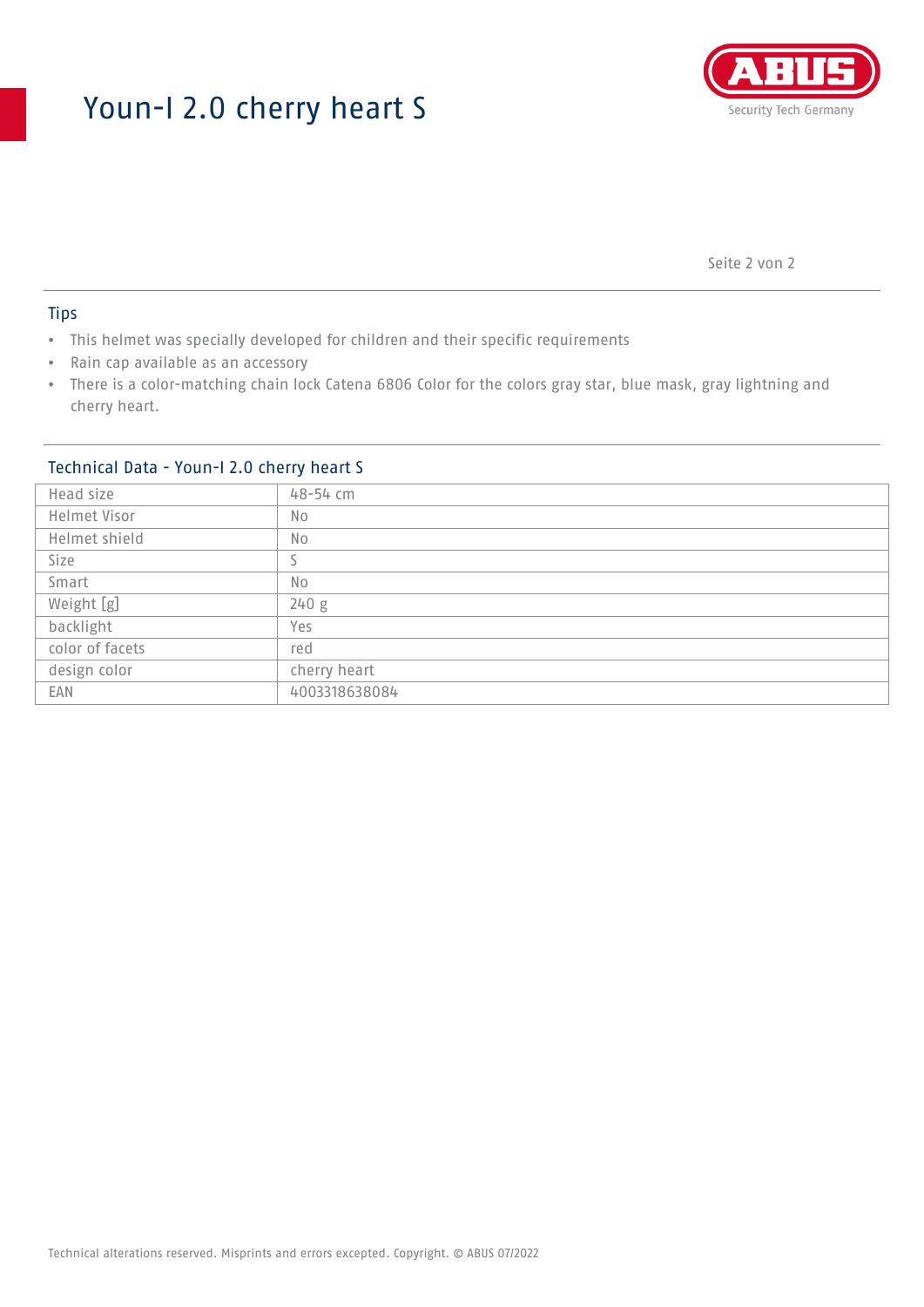# Youn-I 2.0 cherry heart S

## Tips

- This helmet was specially developed for children and their specific requirements
- Rain cap available as an accessory
- There is a color-matching chain lock Catena 6806 Color for the colors gray star, blue mask, gray lightning and cherry heart.

## Technical Data - Youn-I 2.0 cherry heart S

| | |
|---|---|
| Head size | 48-54 cm |
| Helmet Visor | No |
| Helmet shield | No |
| Size | S |
| Smart | No |
| Weight [g] | 240 g |
| backlight | Yes |
| color of facets | red |
| design color | cherry heart |
| EAN | 4003318638084 |

Technical alterations reserved. Misprints and errors excepted. Copyright. © ABUS 07/2022